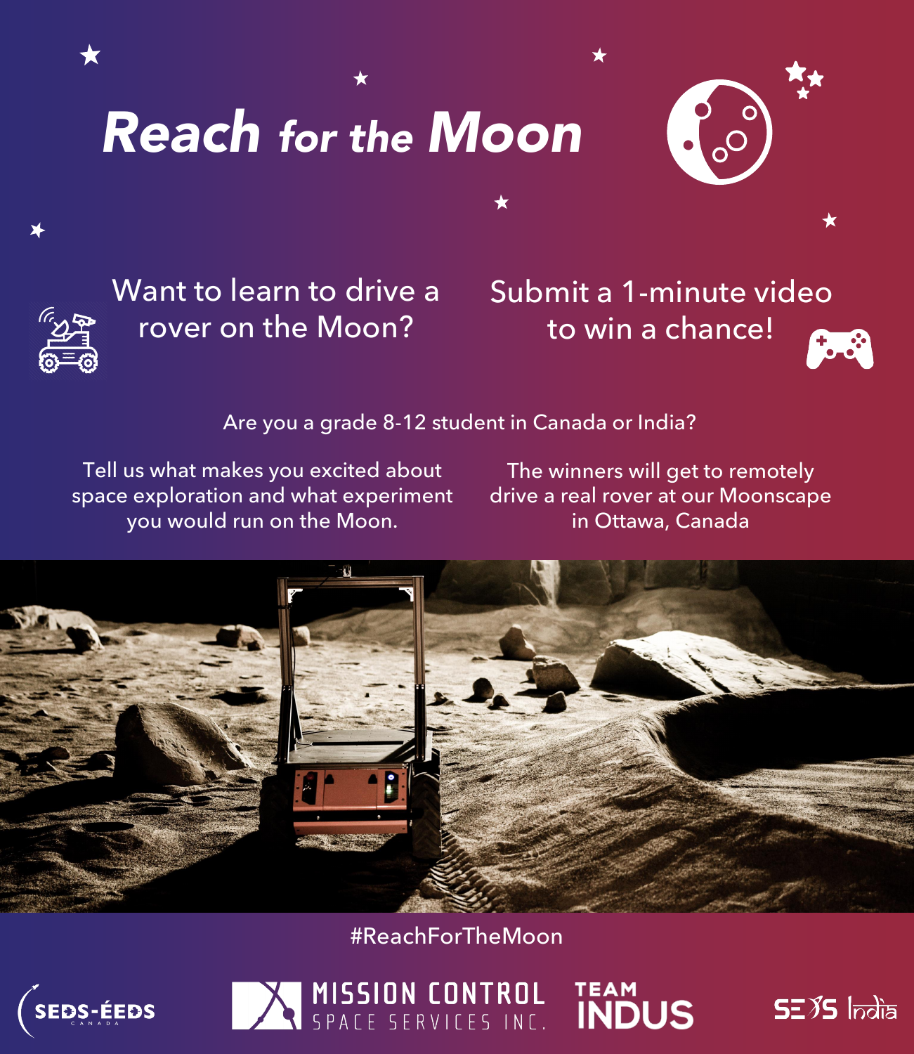# Reach for the Moon

Want to learn to drive a rover on the Moon?

Submit a 1-minute video to win a chance!

Are you a grade 8-12 student in Canada or India?

Tell us what makes you excited about space exploration and what experiment you would run on the Moon.

The winners will get to remotely drive a real rover at our Moonscape in Ottawa, Canada

#ReachForTheMoon

SEDS-ÉEDS CANADA

MISSION CONTROL SPACE SERVICES INC.

TEAM INDUS

SEDS India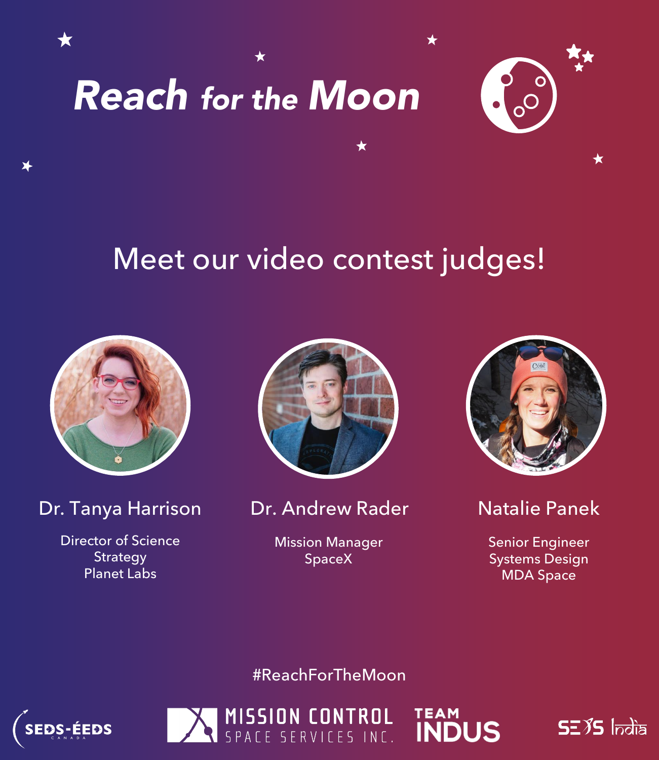# Reach for the Moon

## Meet our video contest judges!

**Dr. Tanya Harrison**

Director of Science Strategy
Planet Labs

**Dr. Andrew Rader**

Mission Manager
SpaceX

**Natalie Panek**

Senior Engineer
Systems Design
MDA Space

#ReachForTheMoon

SEDS-ÉEDS CANADA · MISSION CONTROL SPACE SERVICES INC. · TEAM INDUS · SEDS India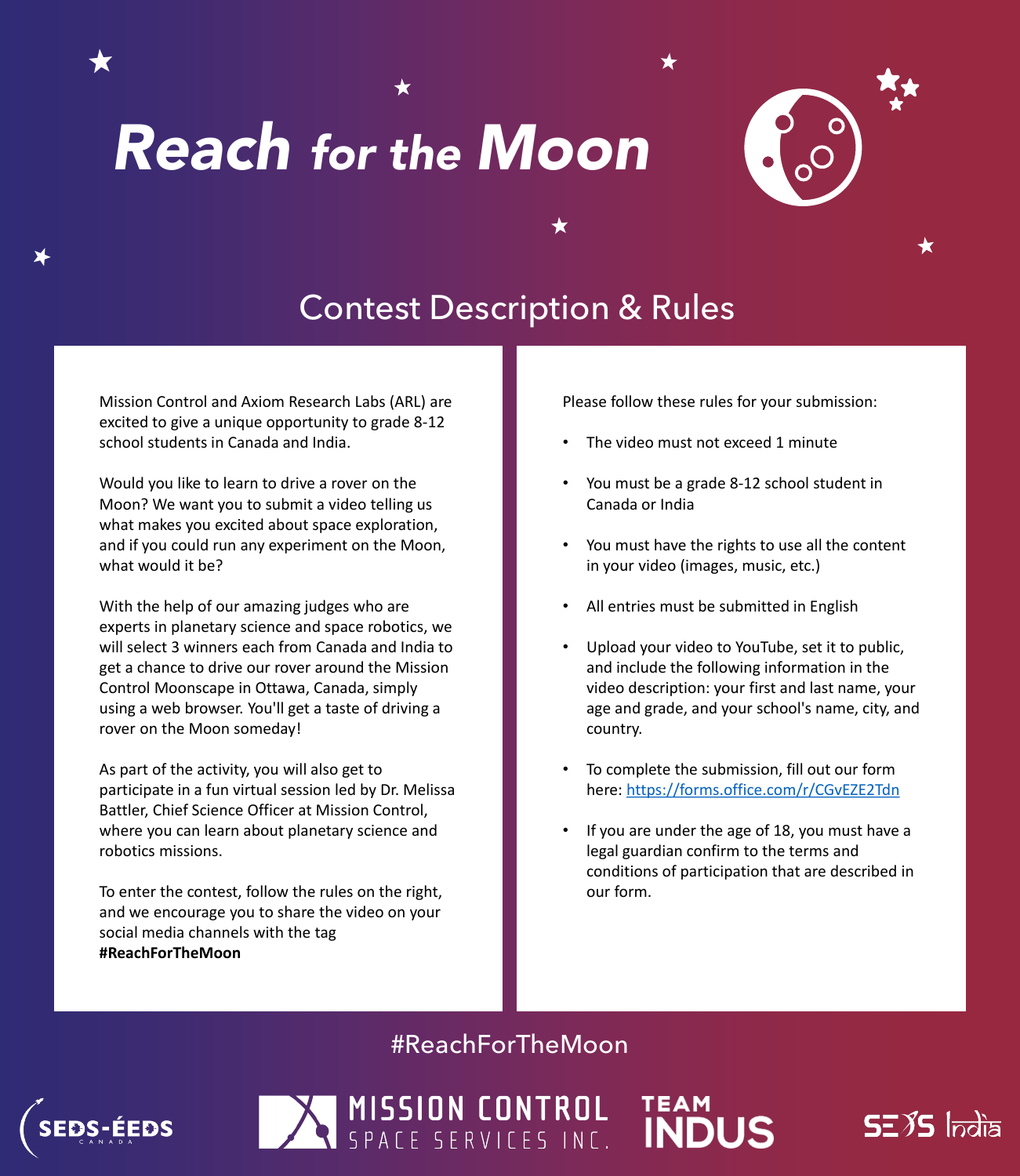# Reach for the Moon

## Contest Description & Rules

Mission Control and Axiom Research Labs (ARL) are excited to give a unique opportunity to grade 8-12 school students in Canada and India.

Would you like to learn to drive a rover on the Moon? We want you to submit a video telling us what makes you excited about space exploration, and if you could run any experiment on the Moon, what would it be?

With the help of our amazing judges who are experts in planetary science and space robotics, we will select 3 winners each from Canada and India to get a chance to drive our rover around the Mission Control Moonscape in Ottawa, Canada, simply using a web browser. You'll get a taste of driving a rover on the Moon someday!

As part of the activity, you will also get to participate in a fun virtual session led by Dr. Melissa Battler, Chief Science Officer at Mission Control, where you can learn about planetary science and robotics missions.

To enter the contest, follow the rules on the right, and we encourage you to share the video on your social media channels with the tag **#ReachForTheMoon**

Please follow these rules for your submission:

- The video must not exceed 1 minute
- You must be a grade 8-12 school student in Canada or India
- You must have the rights to use all the content in your video (images, music, etc.)
- All entries must be submitted in English
- Upload your video to YouTube, set it to public, and include the following information in the video description: your first and last name, your age and grade, and your school's name, city, and country.
- To complete the submission, fill out our form here: https://forms.office.com/r/CGvEZE2Tdn
- If you are under the age of 18, you must have a legal guardian confirm to the terms and conditions of participation that are described in our form.

#ReachForTheMoon

SEDS-ÉEDS CANADA

MISSION CONTROL SPACE SERVICES INC.

TEAM INDUS

SEDS India